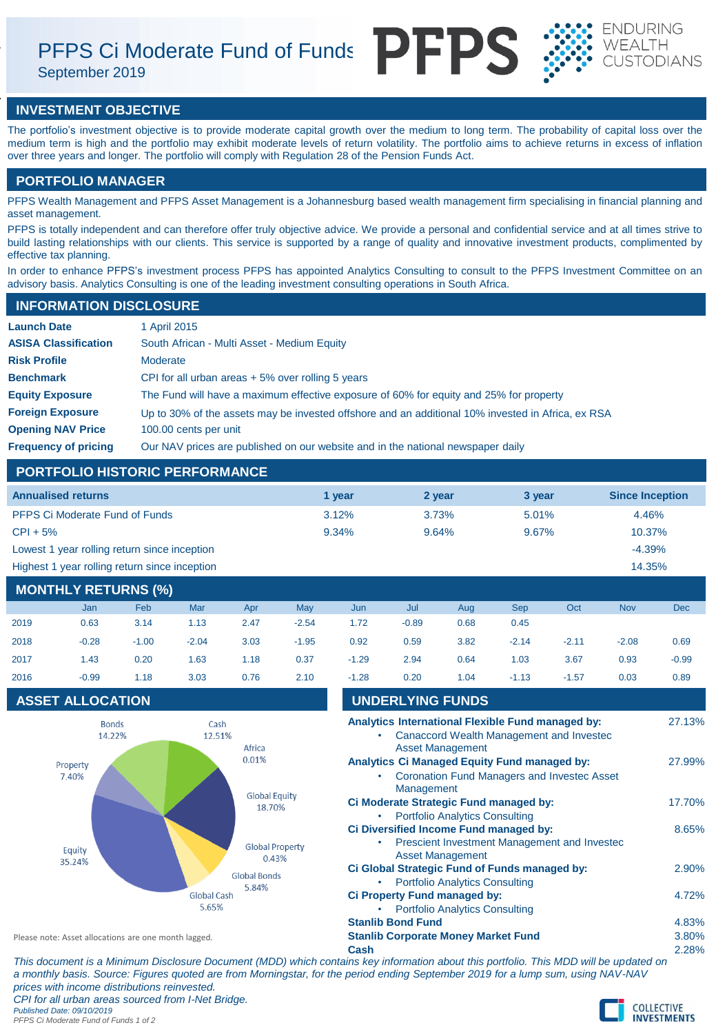# PFPS Ci Moderate Fund of Funds

September 2019

PFPS

ENDURING WEALTH CUSTODIANS

## INVESTMENT OBJECTIVE

The portfolio's investment objective is to provide moderate capital growth over the medium to long term. The probability of capital loss over the medium term is high and the portfolio may exhibit moderate levels of return volatility. The portfolio aims to achieve returns in excess of inflation over three years and longer. The portfolio will comply with Regulation 28 of the Pension Funds Act.

## PORTFOLIO MANAGER

PFPS Wealth Management and PFPS Asset Management is a Johannesburg based wealth management firm specialising in financial planning and asset management.

PFPS is totally independent and can therefore offer truly objective advice. We provide a personal and confidential service and at all times strive to build lasting relationships with our clients. This service is supported by a range of quality and innovative investment products, complimented by effective tax planning.

In order to enhance PFPS's investment process PFPS has appointed Analytics Consulting to consult to the PFPS Investment Committee on an advisory basis. Analytics Consulting is one of the leading investment consulting operations in South Africa.

## INFORMATION DISCLOSURE

| | |
|---|---|
| **Launch Date** | 1 April 2015 |
| **ASISA Classification** | South African - Multi Asset - Medium Equity |
| **Risk Profile** | Moderate |
| **Benchmark** | CPI for all urban areas + 5% over rolling 5 years |
| **Equity Exposure** | The Fund will have a maximum effective exposure of 60% for equity and 25% for property |
| **Foreign Exposure** | Up to 30% of the assets may be invested offshore and an additional 10% invested in Africa, ex RSA |
| **Opening NAV Price** | 100.00 cents per unit |
| **Frequency of pricing** | Our NAV prices are published on our website and in the national newspaper daily |

## PORTFOLIO HISTORIC PERFORMANCE

| Annualised returns | 1 year | 2 year | 3 year | Since Inception |
|---|---|---|---|---|
| PFPS Ci Moderate Fund of Funds | 3.12% | 3.73% | 5.01% | 4.46% |
| CPI + 5% | 9.34% | 9.64% | 9.67% | 10.37% |
| Lowest 1 year rolling return since inception | | | | -4.39% |
| Highest 1 year rolling return since inception | | | | 14.35% |

## MONTHLY RETURNS (%)

| | Jan | Feb | Mar | Apr | May | Jun | Jul | Aug | Sep | Oct | Nov | Dec |
|---|---|---|---|---|---|---|---|---|---|---|---|---|
| 2019 | 0.63 | 3.14 | 1.13 | 2.47 | -2.54 | 1.72 | -0.89 | 0.68 | 0.45 | | | |
| 2018 | -0.28 | -1.00 | -2.04 | 3.03 | -1.95 | 0.92 | 0.59 | 3.82 | -2.14 | -2.11 | -2.08 | 0.69 |
| 2017 | 1.43 | 0.20 | 1.63 | 1.18 | 0.37 | -1.29 | 2.94 | 0.64 | 1.03 | 3.67 | 0.93 | -0.99 |
| 2016 | -0.99 | 1.18 | 3.03 | 0.76 | 2.10 | -1.28 | 0.20 | 1.04 | -1.13 | -1.57 | 0.03 | 0.89 |

## ASSET ALLOCATION

| Asset | Allocation |
|---|---|
| Bonds | 14.22% |
| Cash | 12.51% |
| Africa | 0.01% |
| Global Equity | 18.70% |
| Global Property | 0.43% |
| Global Bonds | 5.84% |
| Global Cash | 5.65% |
| Equity | 35.24% |
| Property | 7.40% |

Please note: Asset allocations are one month lagged.

## UNDERLYING FUNDS

| Fund | Allocation |
|---|---|
| **Analytics International Flexible Fund managed by:** • Canaccord Wealth Management and Investec Asset Management | 27.13% |
| **Analytics Ci Managed Equity Fund managed by:** • Coronation Fund Managers and Investec Asset Management | 27.99% |
| **Ci Moderate Strategic Fund managed by:** • Portfolio Analytics Consulting | 17.70% |
| **Ci Diversified Income Fund managed by:** • Prescient Investment Management and Investec Asset Management | 8.65% |
| **Ci Global Strategic Fund of Funds managed by:** • Portfolio Analytics Consulting | 2.90% |
| **Ci Property Fund managed by:** • Portfolio Analytics Consulting | 4.72% |
| **Stanlib Bond Fund** | 4.83% |
| **Stanlib Corporate Money Market Fund** | 3.80% |
| **Cash** | 2.28% |

*This document is a Minimum Disclosure Document (MDD) which contains key information about this portfolio. This MDD will be updated on a monthly basis. Source: Figures quoted are from Morningstar, for the period ending September 2019 for a lump sum, using NAV-NAV prices with income distributions reinvested.*

*CPI for all urban areas sourced from I-Net Bridge.*

*Published Date: 09/10/2019*

COLLECTIVE INVESTMENTS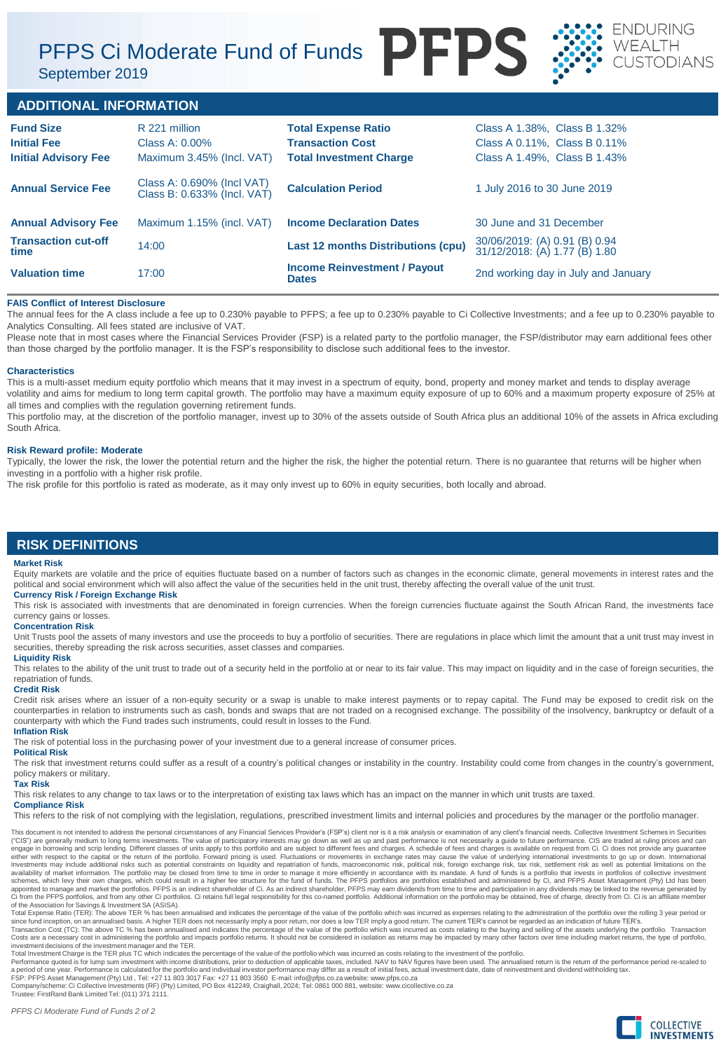# PFPS Ci Moderate Fund of Funds

September 2019

PFPS ENDURING WEALTH CUSTODIANS

## ADDITIONAL INFORMATION

| | | | |
|---|---|---|---|
| **Fund Size** | R 221 million | **Total Expense Ratio** | Class A 1.38%, Class B 1.32% |
| **Initial Fee** | Class A: 0.00% | **Transaction Cost** | Class A 0.11%, Class B 0.11% |
| **Initial Advisory Fee** | Maximum 3.45% (Incl. VAT) | **Total Investment Charge** | Class A 1.49%, Class B 1.43% |
| **Annual Service Fee** | Class A: 0.690% (Incl VAT) Class B: 0.633% (Incl. VAT) | **Calculation Period** | 1 July 2016 to 30 June 2019 |
| **Annual Advisory Fee** | Maximum 1.15% (incl. VAT) | **Income Declaration Dates** | 30 June and 31 December |
| **Transaction cut-off time** | 14:00 | **Last 12 months Distributions (cpu)** | 30/06/2019: (A) 0.91 (B) 0.94 31/12/2018: (A) 1.77 (B) 1.80 |
| **Valuation time** | 17:00 | **Income Reinvestment / Payout Dates** | 2nd working day in July and January |

**FAIS Conflict of Interest Disclosure**

The annual fees for the A class include a fee up to 0.230% payable to PFPS; a fee up to 0.230% payable to Ci Collective Investments; and a fee up to 0.230% payable to Analytics Consulting. All fees stated are inclusive of VAT.

Please note that in most cases where the Financial Services Provider (FSP) is a related party to the portfolio manager, the FSP/distributor may earn additional fees other than those charged by the portfolio manager. It is the FSP's responsibility to disclose such additional fees to the investor.

**Characteristics**

This is a multi-asset medium equity portfolio which means that it may invest in a spectrum of equity, bond, property and money market and tends to display average volatility and aims for medium to long term capital growth. The portfolio may have a maximum equity exposure of up to 60% and a maximum property exposure of 25% at all times and complies with the regulation governing retirement funds.

This portfolio may, at the discretion of the portfolio manager, invest up to 30% of the assets outside of South Africa plus an additional 10% of the assets in Africa excluding South Africa.

**Risk Reward profile: Moderate**

Typically, the lower the risk, the lower the potential return and the higher the risk, the higher the potential return. There is no guarantee that returns will be higher when investing in a portfolio with a higher risk profile.

The risk profile for this portfolio is rated as moderate, as it may only invest up to 60% in equity securities, both locally and abroad.

## RISK DEFINITIONS

**Market Risk**

Equity markets are volatile and the price of equities fluctuate based on a number of factors such as changes in the economic climate, general movements in interest rates and the political and social environment which will also affect the value of the securities held in the unit trust, thereby affecting the overall value of the unit trust.

**Currency Risk / Foreign Exchange Risk**

This risk is associated with investments that are denominated in foreign currencies. When the foreign currencies fluctuate against the South African Rand, the investments face currency gains or losses.

**Concentration Risk**

Unit Trusts pool the assets of many investors and use the proceeds to buy a portfolio of securities. There are regulations in place which limit the amount that a unit trust may invest in securities, thereby spreading the risk across securities, asset classes and companies.

**Liquidity Risk**

This relates to the ability of the unit trust to trade out of a security held in the portfolio at or near to its fair value. This may impact on liquidity and in the case of foreign securities, the repatriation of funds.

**Credit Risk**

Credit risk arises where an issuer of a non-equity security or a swap is unable to make interest payments or to repay capital. The Fund may be exposed to credit risk on the counterparties in relation to instruments such as cash, bonds and swaps that are not traded on a recognised exchange. The possibility of the insolvency, bankruptcy or default of a counterparty with which the Fund trades such instruments, could result in losses to the Fund.

**Inflation Risk**

The risk of potential loss in the purchasing power of your investment due to a general increase of consumer prices.

**Political Risk**

The risk that investment returns could suffer as a result of a country's political changes or instability in the country. Instability could come from changes in the country's government, policy makers or military.

**Tax Risk**

This risk relates to any change to tax laws or to the interpretation of existing tax laws which has an impact on the manner in which unit trusts are taxed.

**Compliance Risk**

This refers to the risk of not complying with the legislation, regulations, prescribed investment limits and internal policies and procedures by the manager or the portfolio manager.

This document is not intended to address the personal circumstances of any Financial Services Provider's (FSP's) client nor is it a risk analysis or examination of any client's financial needs. Collective Investment Schemes in Securities ("CIS") are generally medium to long terms investments. The value of participatory interests may go down as well as up and past performance is not necessarily a guide to future performance. CIS are traded at ruling prices and can engage in borrowing and scrip lending. Different classes of units apply to this portfolio and are subject to different fees and charges. A schedule of fees and charges is available on request from Ci. Ci does not provide any guarantee either with respect to the capital or the return of the portfolio. Forward pricing is used. Fluctuations or movements in exchange rates may cause the value of underlying international investments to go up or down. International Investments may include additional risks such as potential constraints on liquidity and repatriation of funds, macroeconomic risk, political risk, foreign exchange risk, tax risk, settlement risk as well as potential limitations on the availability of market information. The portfolio may be closed from time to time in order to manage it more efficiently in accordance with its mandate. A fund of funds is a portfolio that invests in portfolios of collective investment schemes, which levy their own charges, which could result in a higher fee structure for the fund of funds. The PFPS portfolios are portfolios established and administered by Ci, and PFPS Asset Management (Pty) Ltd has been appointed to manage and market the portfolios. PFPS is an indirect shareholder of Ci. As an indirect shareholder, PFPS may earn dividends from time to time and participation in any dividends may be linked to the revenue generated by Ci from the PFPS portfolios, and from any other Ci portfolios. Ci retains full legal responsibility for this co-named portfolio. Additional information on the portfolio may be obtained, free of charge, directly from Ci. Ci is an affiliate member of the Association for Savings & Investment SA (ASISA).

Total Expense Ratio (TER): The above TER % has been annualised and indicates the percentage of the value of the portfolio which was incurred as expenses relating to the administration of the portfolio over the rolling 3 year period or since fund inception, on an annualised basis. A higher TER does not necessarily imply a poor return, nor does a low TER imply a good return. The current TER's cannot be regarded as an indication of future TER's.

Transaction Cost (TC): The above TC % has been annualised and indicates the percentage of the value of the portfolio which was incurred as costs relating to the buying and selling of the assets underlying the portfolio. Transaction Costs are a necessary cost in administering the portfolio and impacts portfolio returns. It should not be considered in isolation as returns may be impacted by many other factors over time including market returns, the type of portfolio, investment decisions of the investment manager and the TER.

Total Investment Charge is the TER plus TC which indicates the percentage of the value of the portfolio which was incurred as costs relating to the investment of the portfolio.

Performance quoted is for lump sum investment with income distributions, prior to deduction of applicable taxes, included. NAV to NAV figures have been used. The annualised return is the return of the performance period re-scaled to a period of one year. Performance is calculated for the portfolio and individual investor performance may differ as a result of initial fees, actual investment date, date of reinvestment and dividend withholding tax.

FSP: PFPS Asset Management (Pty) Ltd , Tel: +27 11 803 3017 Fax: +27 11 803 3560 E-mail: info@pfps.co.za website: www.pfps.co.za

Company/scheme: Ci Collective Investments (RF) (Pty) Limited, PO Box 412249, Craighall, 2024; Tel: 0861 000 881, website: www.cicollective.co.za

Trustee: FirstRand Bank Limited Tel: (011) 371 2111.

COLLECTIVE INVESTMENTS